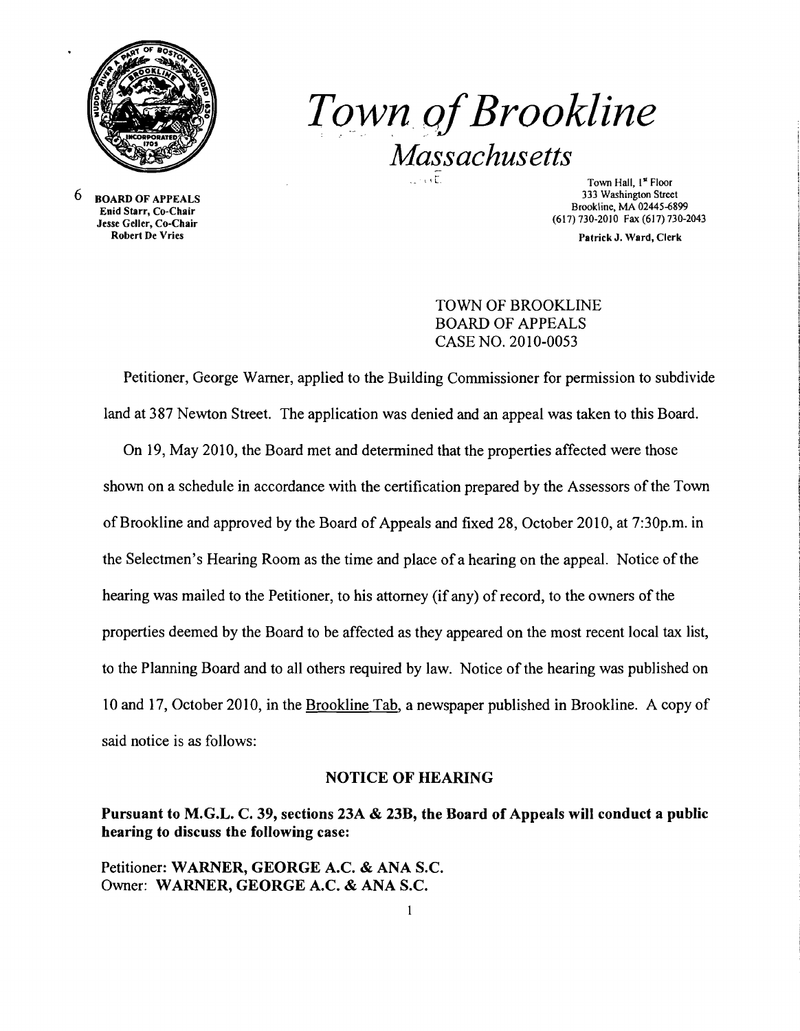# Town of Brookline

## Massachusetts

6 **BOARD OF APPEALS**
**Enid Starr, Co-Chair**
**Jesse Geller, Co-Chair**
**Robert De Vries**

Town Hall, 1st Floor
333 Washington Street
Brookline, MA 02445-6899
(617) 730-2010 Fax (617) 730-2043

**Patrick J. Ward, Clerk**

TOWN OF BROOKLINE
BOARD OF APPEALS
CASE NO. 2010-0053

Petitioner, George Warner, applied to the Building Commissioner for permission to subdivide land at 387 Newton Street. The application was denied and an appeal was taken to this Board.

On 19, May 2010, the Board met and determined that the properties affected were those shown on a schedule in accordance with the certification prepared by the Assessors of the Town of Brookline and approved by the Board of Appeals and fixed 28, October 2010, at 7:30p.m. in the Selectmen's Hearing Room as the time and place of a hearing on the appeal. Notice of the hearing was mailed to the Petitioner, to his attorney (if any) of record, to the owners of the properties deemed by the Board to be affected as they appeared on the most recent local tax list, to the Planning Board and to all others required by law. Notice of the hearing was published on 10 and 17, October 2010, in the Brookline Tab, a newspaper published in Brookline. A copy of said notice is as follows:

### NOTICE OF HEARING

**Pursuant to M.G.L. C. 39, sections 23A & 23B, the Board of Appeals will conduct a public hearing to discuss the following case:**

Petitioner: **WARNER, GEORGE A.C. & ANA S.C.**
Owner: **WARNER, GEORGE A.C. & ANA S.C.**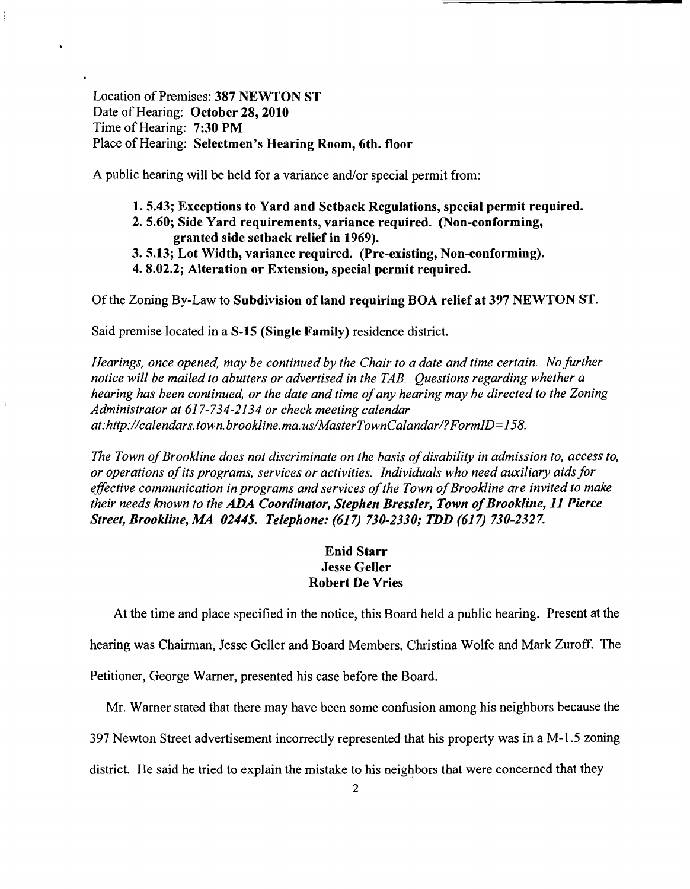Location of Premises: **387 NEWTON ST**
Date of Hearing: **October 28, 2010**
Time of Hearing: **7:30 PM**
Place of Hearing: **Selectmen's Hearing Room, 6th. floor**

A public hearing will be held for a variance and/or special permit from:

1. **5.43; Exceptions to Yard and Setback Regulations, special permit required.**
2. **5.60; Side Yard requirements, variance required. (Non-conforming, granted side setback relief in 1969).**
3. **5.13; Lot Width, variance required. (Pre-existing, Non-conforming).**
4. **8.02.2; Alteration or Extension, special permit required.**

Of the Zoning By-Law to **Subdivision of land requiring BOA relief at 397 NEWTON ST.**

Said premise located in a **S-15 (Single Family)** residence district.

*Hearings, once opened, may be continued by the Chair to a date and time certain. No further notice will be mailed to abutters or advertised in the TAB. Questions regarding whether a hearing has been continued, or the date and time of any hearing may be directed to the Zoning Administrator at 617-734-2134 or check meeting calendar at:http://calendars.town.brookline.ma.us/MasterTownCalandar/?FormID=158.*

*The Town of Brookline does not discriminate on the basis of disability in admission to, access to, or operations of its programs, services or activities. Individuals who need auxiliary aids for effective communication in programs and services of the Town of Brookline are invited to make their needs known to the* ***ADA Coordinator, Stephen Bressler, Town of Brookline, 11 Pierce Street, Brookline, MA 02445. Telephone: (617) 730-2330; TDD (617) 730-2327.***

**Enid Starr**
**Jesse Geller**
**Robert De Vries**

At the time and place specified in the notice, this Board held a public hearing. Present at the hearing was Chairman, Jesse Geller and Board Members, Christina Wolfe and Mark Zuroff. The Petitioner, George Warner, presented his case before the Board.

Mr. Warner stated that there may have been some confusion among his neighbors because the 397 Newton Street advertisement incorrectly represented that his property was in a M-1.5 zoning district. He said he tried to explain the mistake to his neighbors that were concerned that they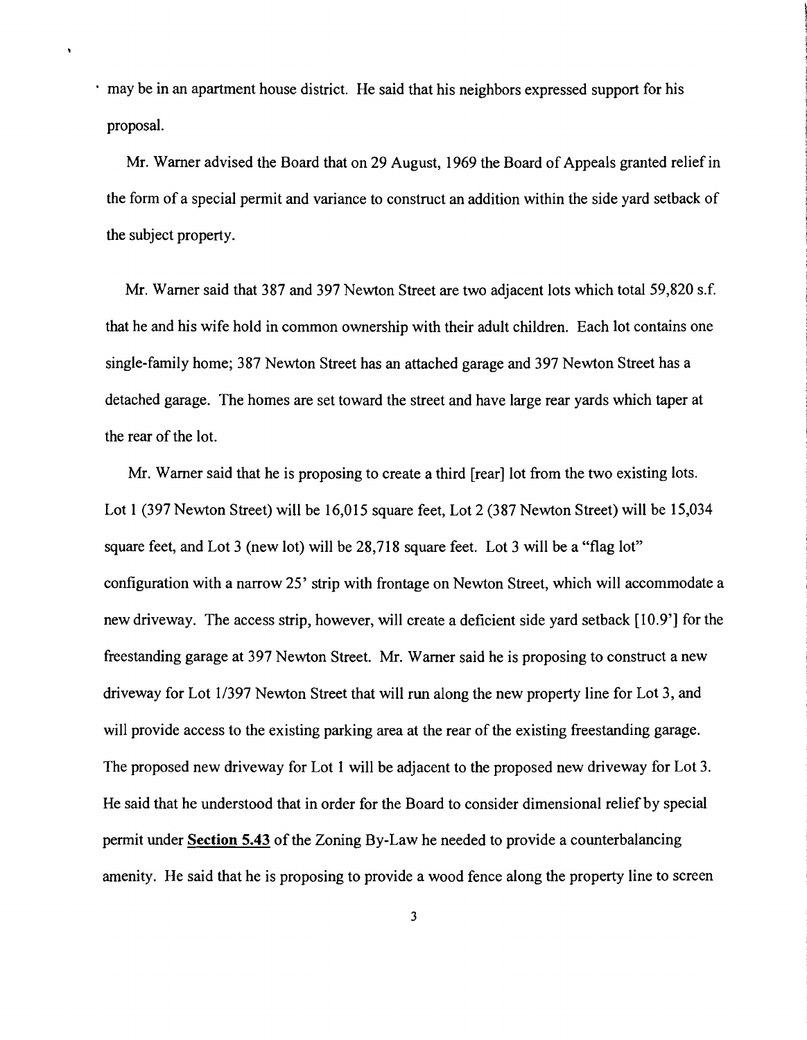may be in an apartment house district. He said that his neighbors expressed support for his proposal.

Mr. Warner advised the Board that on 29 August, 1969 the Board of Appeals granted relief in the form of a special permit and variance to construct an addition within the side yard setback of the subject property.

Mr. Warner said that 387 and 397 Newton Street are two adjacent lots which total 59,820 s.f. that he and his wife hold in common ownership with their adult children. Each lot contains one single-family home; 387 Newton Street has an attached garage and 397 Newton Street has a detached garage. The homes are set toward the street and have large rear yards which taper at the rear of the lot.

Mr. Warner said that he is proposing to create a third [rear] lot from the two existing lots. Lot 1 (397 Newton Street) will be 16,015 square feet, Lot 2 (387 Newton Street) will be 15,034 square feet, and Lot 3 (new lot) will be 28,718 square feet. Lot 3 will be a "flag lot" configuration with a narrow 25' strip with frontage on Newton Street, which will accommodate a new driveway. The access strip, however, will create a deficient side yard setback [10.9'] for the freestanding garage at 397 Newton Street. Mr. Warner said he is proposing to construct a new driveway for Lot 1/397 Newton Street that will run along the new property line for Lot 3, and will provide access to the existing parking area at the rear of the existing freestanding garage. The proposed new driveway for Lot 1 will be adjacent to the proposed new driveway for Lot 3. He said that he understood that in order for the Board to consider dimensional relief by special permit under **Section 5.43** of the Zoning By-Law he needed to provide a counterbalancing amenity. He said that he is proposing to provide a wood fence along the property line to screen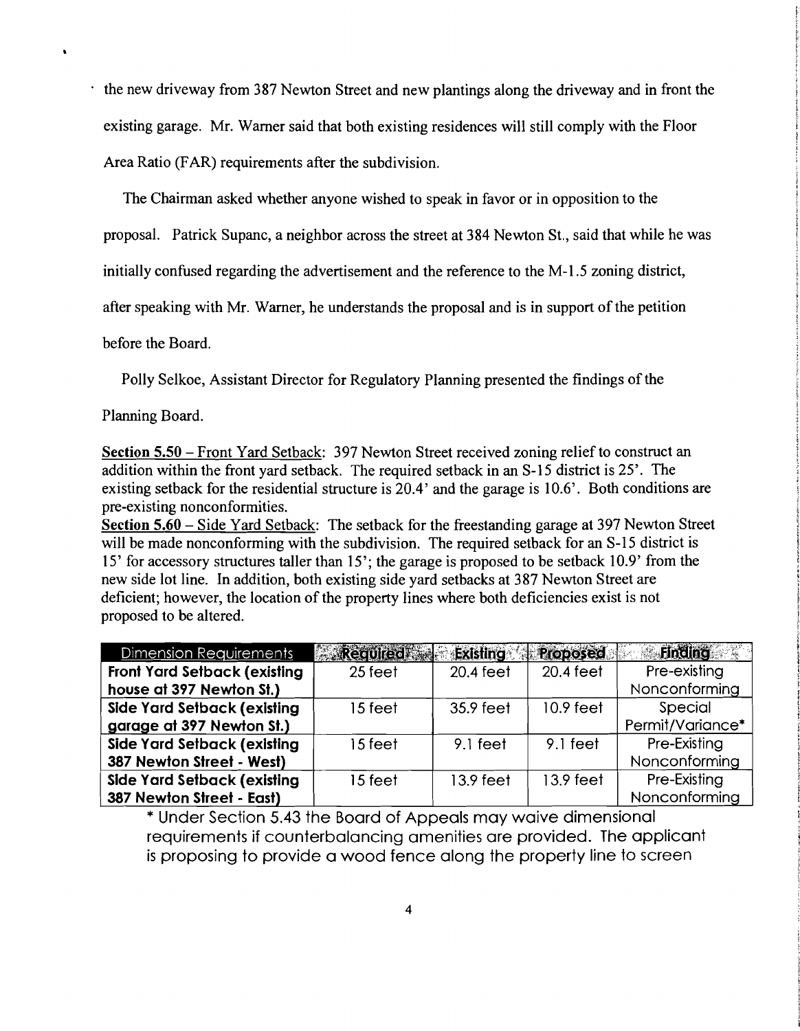the new driveway from 387 Newton Street and new plantings along the driveway and in front the existing garage. Mr. Warner said that both existing residences will still comply with the Floor Area Ratio (FAR) requirements after the subdivision.

The Chairman asked whether anyone wished to speak in favor or in opposition to the proposal. Patrick Supanc, a neighbor across the street at 384 Newton St., said that while he was initially confused regarding the advertisement and the reference to the M-1.5 zoning district, after speaking with Mr. Warner, he understands the proposal and is in support of the petition before the Board.

Polly Selkoe, Assistant Director for Regulatory Planning presented the findings of the Planning Board.

**Section 5.50** – Front Yard Setback: 397 Newton Street received zoning relief to construct an addition within the front yard setback. The required setback in an S-15 district is 25'. The existing setback for the residential structure is 20.4' and the garage is 10.6'. Both conditions are pre-existing nonconformities.

**Section 5.60** – Side Yard Setback: The setback for the freestanding garage at 397 Newton Street will be made nonconforming with the subdivision. The required setback for an S-15 district is 15' for accessory structures taller than 15'; the garage is proposed to be setback 10.9' from the new side lot line. In addition, both existing side yard setbacks at 387 Newton Street are deficient; however, the location of the property lines where both deficiencies exist is not proposed to be altered.

| Dimension Requirements | Required | Existing | Proposed | Finding |
|---|---|---|---|---|
| **Front Yard Setback (existing house at 397 Newton St.)** | 25 feet | 20.4 feet | 20.4 feet | Pre-existing Nonconforming |
| **Side Yard Setback (existing garage at 397 Newton St.)** | 15 feet | 35.9 feet | 10.9 feet | Special Permit/Variance* |
| **Side Yard Setback (existing 387 Newton Street - West)** | 15 feet | 9.1 feet | 9.1 feet | Pre-Existing Nonconforming |
| **Side Yard Setback (existing 387 Newton Street - East)** | 15 feet | 13.9 feet | 13.9 feet | Pre-Existing Nonconforming |

* Under Section 5.43 the Board of Appeals may waive dimensional requirements if counterbalancing amenities are provided. The applicant is proposing to provide a wood fence along the property line to screen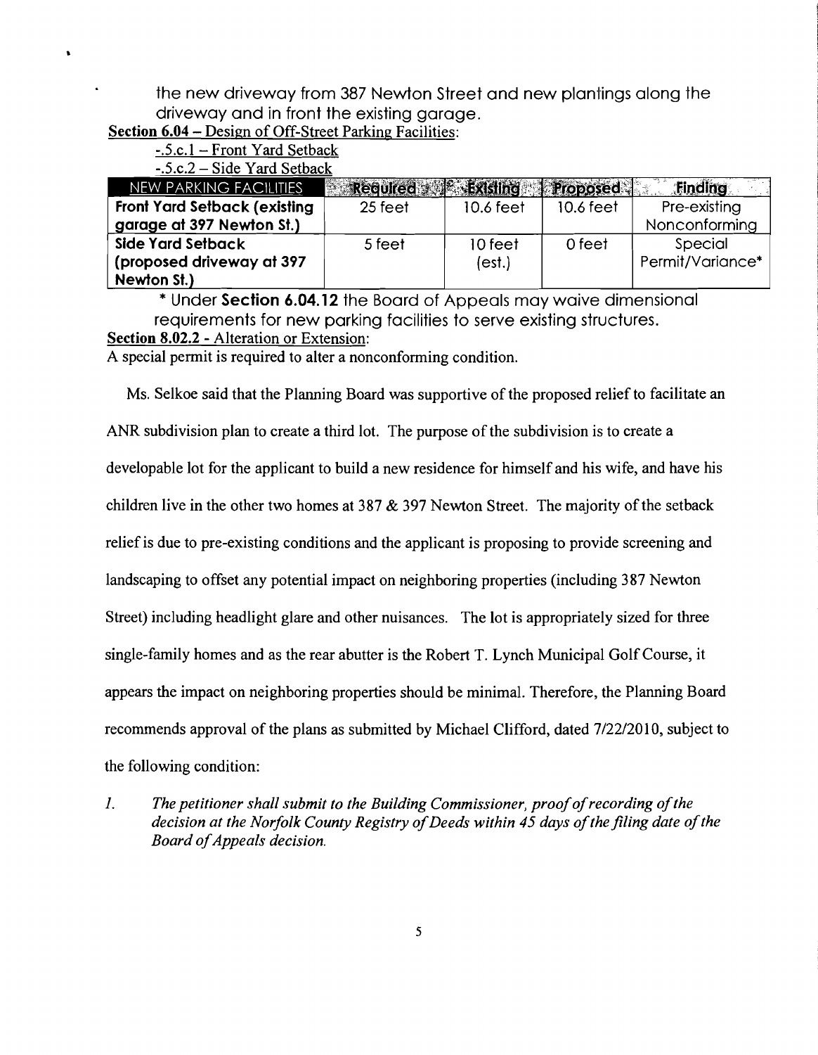the new driveway from 387 Newton Street and new plantings along the driveway and in front the existing garage.

**Section 6.04** – Design of Off-Street Parking Facilities:

-.5.c.1 – Front Yard Setback

-.5.c.2 – Side Yard Setback

| NEW PARKING FACILITIES | Required | Existing | Proposed | Finding |
|---|---|---|---|---|
| **Front Yard Setback (existing garage at 397 Newton St.)** | 25 feet | 10.6 feet | 10.6 feet | Pre-existing Nonconforming |
| **Side Yard Setback (proposed driveway at 397 Newton St.)** | 5 feet | 10 feet (est.) | 0 feet | Special Permit/Variance* |

\* Under **Section 6.04.12** the Board of Appeals may waive dimensional requirements for new parking facilities to serve existing structures.

**Section 8.02.2** - Alteration or Extension:

A special permit is required to alter a nonconforming condition.

Ms. Selkoe said that the Planning Board was supportive of the proposed relief to facilitate an ANR subdivision plan to create a third lot. The purpose of the subdivision is to create a developable lot for the applicant to build a new residence for himself and his wife, and have his children live in the other two homes at 387 & 397 Newton Street. The majority of the setback relief is due to pre-existing conditions and the applicant is proposing to provide screening and landscaping to offset any potential impact on neighboring properties (including 387 Newton Street) including headlight glare and other nuisances. The lot is appropriately sized for three single-family homes and as the rear abutter is the Robert T. Lynch Municipal Golf Course, it appears the impact on neighboring properties should be minimal. Therefore, the Planning Board recommends approval of the plans as submitted by Michael Clifford, dated 7/22/2010, subject to the following condition:

1. *The petitioner shall submit to the Building Commissioner, proof of recording of the decision at the Norfolk County Registry of Deeds within 45 days of the filing date of the Board of Appeals decision.*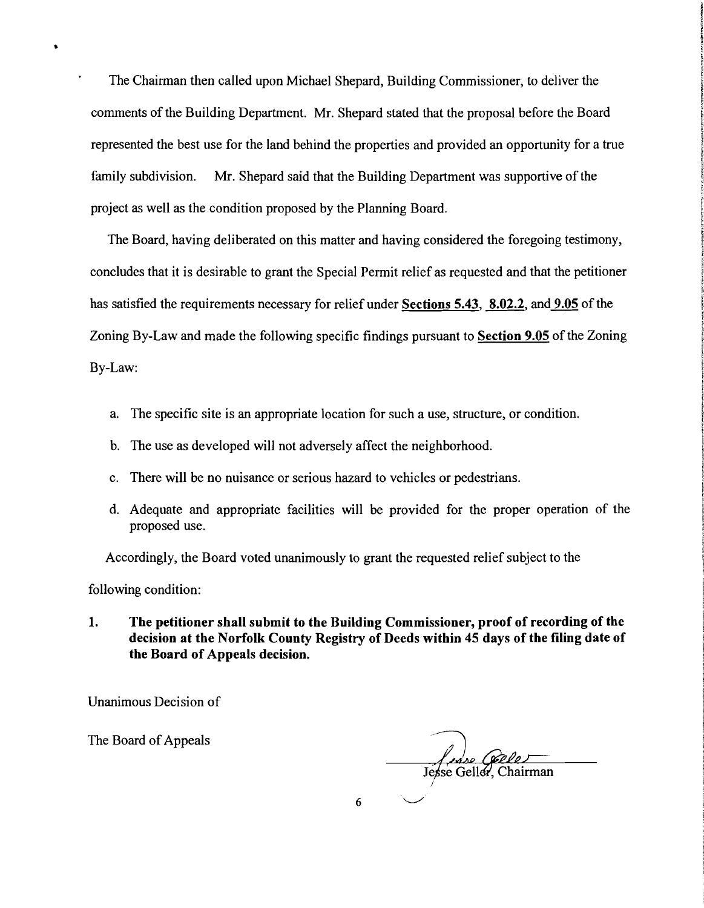The Chairman then called upon Michael Shepard, Building Commissioner, to deliver the comments of the Building Department. Mr. Shepard stated that the proposal before the Board represented the best use for the land behind the properties and provided an opportunity for a true family subdivision. Mr. Shepard said that the Building Department was supportive of the project as well as the condition proposed by the Planning Board.

The Board, having deliberated on this matter and having considered the foregoing testimony, concludes that it is desirable to grant the Special Permit relief as requested and that the petitioner has satisfied the requirements necessary for relief under **Sections 5.43**, **8.02.2**, and **9.05** of the Zoning By-Law and made the following specific findings pursuant to **Section 9.05** of the Zoning By-Law:

a. The specific site is an appropriate location for such a use, structure, or condition.

b. The use as developed will not adversely affect the neighborhood.

c. There will be no nuisance or serious hazard to vehicles or pedestrians.

d. Adequate and appropriate facilities will be provided for the proper operation of the proposed use.

Accordingly, the Board voted unanimously to grant the requested relief subject to the following condition:

1. **The petitioner shall submit to the Building Commissioner, proof of recording of the decision at the Norfolk County Registry of Deeds within 45 days of the filing date of the Board of Appeals decision.**

Unanimous Decision of

The Board of Appeals

Jesse Geller, Chairman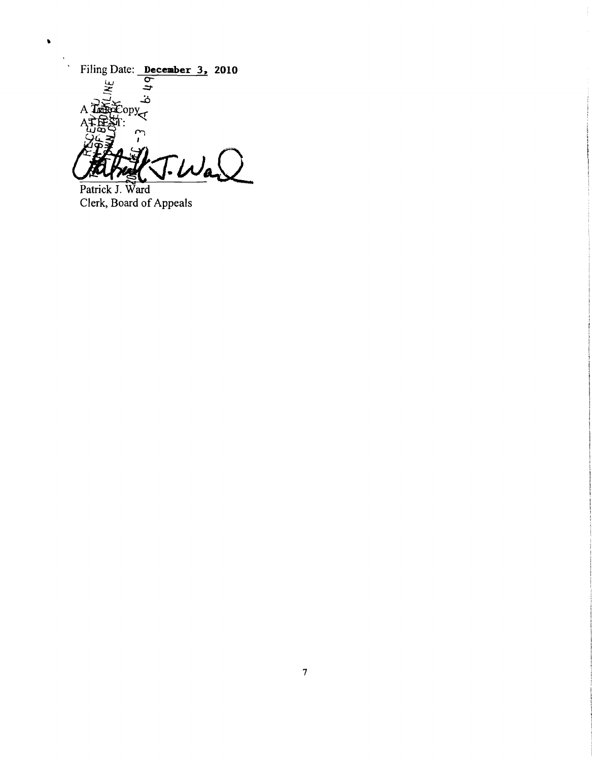Filing Date: **December 3, 2010**

A True Copy
ATTEST:

Patrick J. Ward
Clerk, Board of Appeals